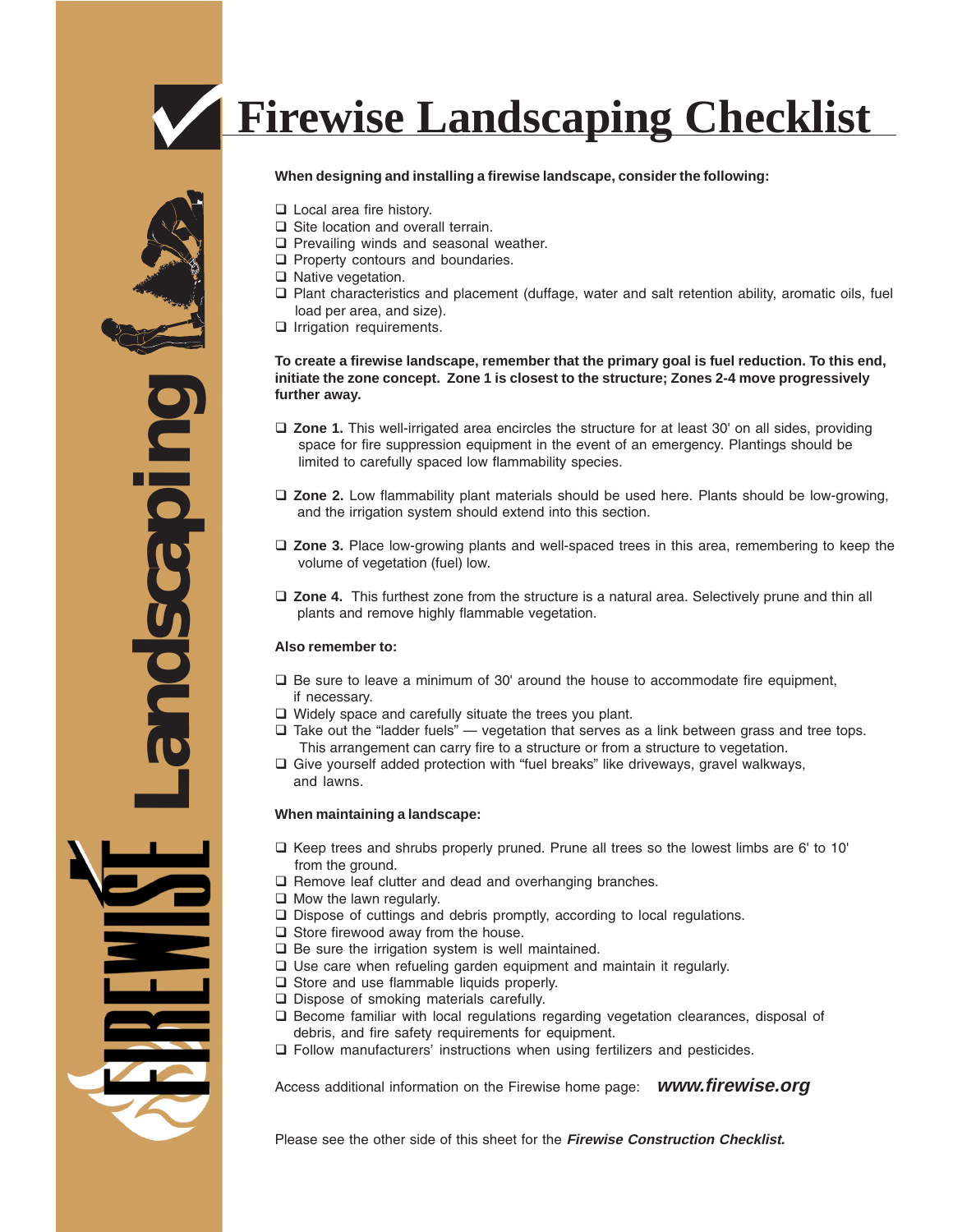# Firewise Landscaping Checklist

**When designing and installing a firewise landscape, consider the following:**

- ❑ Local area fire history.
- ❑ Site location and overall terrain.
- ❑ Prevailing winds and seasonal weather.
- ❑ Property contours and boundaries.
- ❑ Native vegetation.
- ❑ Plant characteristics and placement (duffage, water and salt retention ability, aromatic oils, fuel load per area, and size).
- ❑ Irrigation requirements.

**To create a firewise landscape, remember that the primary goal is fuel reduction. To this end, initiate the zone concept. Zone 1 is closest to the structure; Zones 2-4 move progressively further away.**

- ❑ **Zone 1.** This well-irrigated area encircles the structure for at least 30' on all sides, providing space for fire suppression equipment in the event of an emergency. Plantings should be limited to carefully spaced low flammability species.

- ❑ **Zone 2.** Low flammability plant materials should be used here. Plants should be low-growing, and the irrigation system should extend into this section.

- ❑ **Zone 3.** Place low-growing plants and well-spaced trees in this area, remembering to keep the volume of vegetation (fuel) low.

- ❑ **Zone 4.** This furthest zone from the structure is a natural area. Selectively prune and thin all plants and remove highly flammable vegetation.

**Also remember to:**

- ❑ Be sure to leave a minimum of 30' around the house to accommodate fire equipment, if necessary.
- ❑ Widely space and carefully situate the trees you plant.
- ❑ Take out the "ladder fuels" — vegetation that serves as a link between grass and tree tops. This arrangement can carry fire to a structure or from a structure to vegetation.
- ❑ Give yourself added protection with "fuel breaks" like driveways, gravel walkways, and lawns.

**When maintaining a landscape:**

- ❑ Keep trees and shrubs properly pruned. Prune all trees so the lowest limbs are 6' to 10' from the ground.
- ❑ Remove leaf clutter and dead and overhanging branches.
- ❑ Mow the lawn regularly.
- ❑ Dispose of cuttings and debris promptly, according to local regulations.
- ❑ Store firewood away from the house.
- ❑ Be sure the irrigation system is well maintained.
- ❑ Use care when refueling garden equipment and maintain it regularly.
- ❑ Store and use flammable liquids properly.
- ❑ Dispose of smoking materials carefully.
- ❑ Become familiar with local regulations regarding vegetation clearances, disposal of debris, and fire safety requirements for equipment.
- ❑ Follow manufacturers' instructions when using fertilizers and pesticides.

Access additional information on the Firewise home page: ***www.firewise.org***

Please see the other side of this sheet for the ***Firewise Construction Checklist.***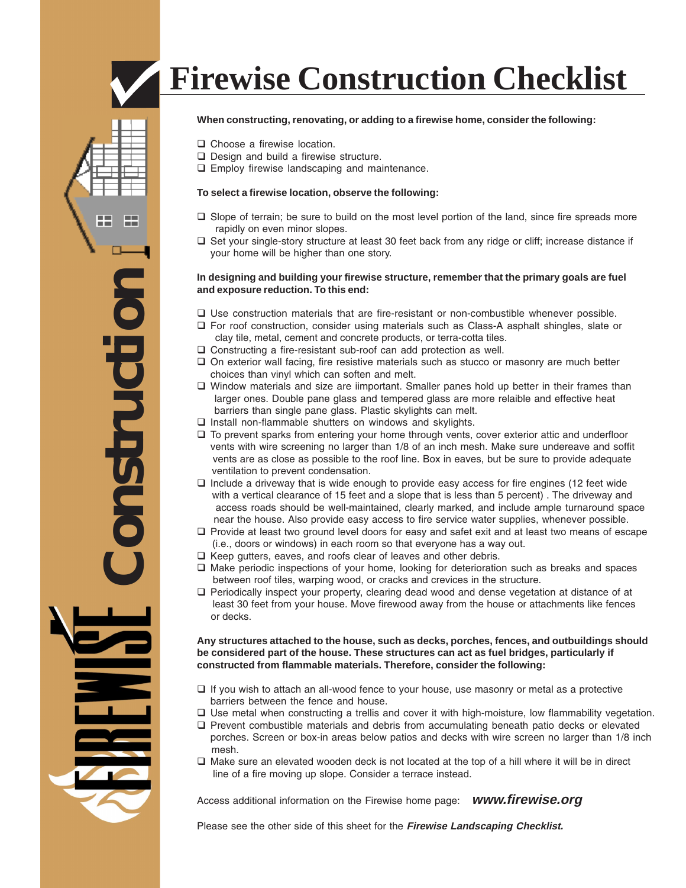# Firewise Construction Checklist

**When constructing, renovating, or adding to a firewise home, consider the following:**

- ❑ Choose a firewise location.
- ❑ Design and build a firewise structure.
- ❑ Employ firewise landscaping and maintenance.

**To select a firewise location, observe the following:**

- ❑ Slope of terrain; be sure to build on the most level portion of the land, since fire spreads more rapidly on even minor slopes.
- ❑ Set your single-story structure at least 30 feet back from any ridge or cliff; increase distance if your home will be higher than one story.

**In designing and building your firewise structure, remember that the primary goals are fuel and exposure reduction. To this end:**

- ❑ Use construction materials that are fire-resistant or non-combustible whenever possible.
- ❑ For roof construction, consider using materials such as Class-A asphalt shingles, slate or clay tile, metal, cement and concrete products, or terra-cotta tiles.
- ❑ Constructing a fire-resistant sub-roof can add protection as well.
- ❑ On exterior wall facing, fire resistive materials such as stucco or masonry are much better choices than vinyl which can soften and melt.
- ❑ Window materials and size are iimportant. Smaller panes hold up better in their frames than larger ones. Double pane glass and tempered glass are more relaible and effective heat barriers than single pane glass. Plastic skylights can melt.
- ❑ Install non-flammable shutters on windows and skylights.
- ❑ To prevent sparks from entering your home through vents, cover exterior attic and underfloor vents with wire screening no larger than 1/8 of an inch mesh. Make sure undereave and soffit vents are as close as possible to the roof line. Box in eaves, but be sure to provide adequate ventilation to prevent condensation.
- ❑ Include a driveway that is wide enough to provide easy access for fire engines (12 feet wide with a vertical clearance of 15 feet and a slope that is less than 5 percent) . The driveway and access roads should be well-maintained, clearly marked, and include ample turnaround space near the house. Also provide easy access to fire service water supplies, whenever possible.
- ❑ Provide at least two ground level doors for easy and safet exit and at least two means of escape (i.e., doors or windows) in each room so that everyone has a way out.
- ❑ Keep gutters, eaves, and roofs clear of leaves and other debris.
- ❑ Make periodic inspections of your home, looking for deterioration such as breaks and spaces between roof tiles, warping wood, or cracks and crevices in the structure.
- ❑ Periodically inspect your property, clearing dead wood and dense vegetation at distance of at least 30 feet from your house. Move firewood away from the house or attachments like fences or decks.

**Any structures attached to the house, such as decks, porches, fences, and outbuildings should be considered part of the house. These structures can act as fuel bridges, particularly if constructed from flammable materials. Therefore, consider the following:**

- ❑ If you wish to attach an all-wood fence to your house, use masonry or metal as a protective barriers between the fence and house.
- ❑ Use metal when constructing a trellis and cover it with high-moisture, low flammability vegetation.
- ❑ Prevent combustible materials and debris from accumulating beneath patio decks or elevated porches. Screen or box-in areas below patios and decks with wire screen no larger than 1/8 inch mesh.
- ❑ Make sure an elevated wooden deck is not located at the top of a hill where it will be in direct line of a fire moving up slope. Consider a terrace instead.

Access additional information on the Firewise home page: ***www.firewise.org***

Please see the other side of this sheet for the ***Firewise Landscaping Checklist.***